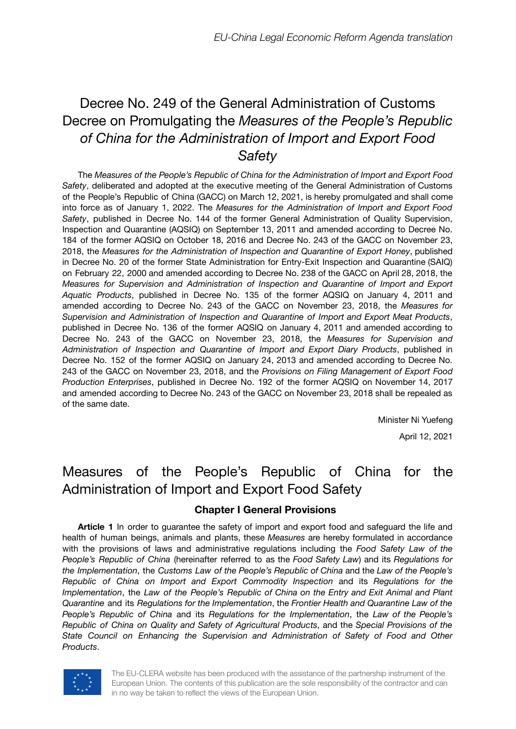# Decree No. 249 of the General Administration of Customs Decree on Promulgating the *Measures of the People's Republic of China for the Administration of Import and Export Food Safety*

The *Measures of the People's Republic of China for the Administration of Import and Export Food Safety*, deliberated and adopted at the executive meeting of the General Administration of Customs of the People's Republic of China (GACC) on March 12, 2021, is hereby promulgated and shall come into force as of January 1, 2022. The *Measures for the Administration of Import and Export Food Safety*, published in Decree No. 144 of the former General Administration of Quality Supervision, Inspection and Quarantine (AQSIQ) on September 13, 2011 and amended according to Decree No. 184 of the former AQSIQ on October 18, 2016 and Decree No. 243 of the GACC on November 23, 2018, the *Measures for the Administration of Inspection and Quarantine of Export Honey*, published in Decree No. 20 of the former State Administration for Entry-Exit Inspection and Quarantine (SAIQ) on February 22, 2000 and amended according to Decree No. 238 of the GACC on April 28, 2018, the *Measures for Supervision and Administration of Inspection and Quarantine of Import and Export Aquatic Products*, published in Decree No. 135 of the former AQSIQ on January 4, 2011 and amended according to Decree No. 243 of the GACC on November 23, 2018, the *Measures for Supervision and Administration of Inspection and Quarantine of Import and Export Meat Products*, published in Decree No. 136 of the former AQSIQ on January 4, 2011 and amended according to Decree No. 243 of the GACC on November 23, 2018, the *Measures for Supervision and Administration of Inspection and Quarantine of Import and Export Diary Products*, published in Decree No. 152 of the former AQSIQ on January 24, 2013 and amended according to Decree No. 243 of the GACC on November 23, 2018, and the *Provisions on Filing Management of Export Food Production Enterprises*, published in Decree No. 192 of the former AQSIQ on November 14, 2017 and amended according to Decree No. 243 of the GACC on November 23, 2018 shall be repealed as of the same date.

Minister Ni Yuefeng

April 12, 2021

# Measures of the People's Republic of China for the Administration of Import and Export Food Safety

## Chapter I General Provisions

**Article 1** In order to guarantee the safety of import and export food and safeguard the life and health of human beings, animals and plants, these *Measures* are hereby formulated in accordance with the provisions of laws and administrative regulations including the *Food Safety Law of the People's Republic of China* (hereinafter referred to as the *Food Safety Law*) and its *Regulations for the Implementation*, the *Customs Law of the People's Republic of China* and the *Law of the People's Republic of China on Import and Export Commodity Inspection* and its *Regulations for the Implementation*, the *Law of the People's Republic of China on the Entry and Exit Animal and Plant Quarantine* and its *Regulations for the Implementation*, the *Frontier Health and Quarantine Law of the People's Republic of China* and its *Regulations for the Implementation*, the *Law of the People's Republic of China on Quality and Safety of Agricultural Products*, and the *Special Provisions of the State Council on Enhancing the Supervision and Administration of Safety of Food and Other Products*.

The EU-CLERA website has been produced with the assistance of the partnership instrument of the European Union. The contents of this publication are the sole responsibility of the contractor and can in no way be taken to reflect the views of the European Union.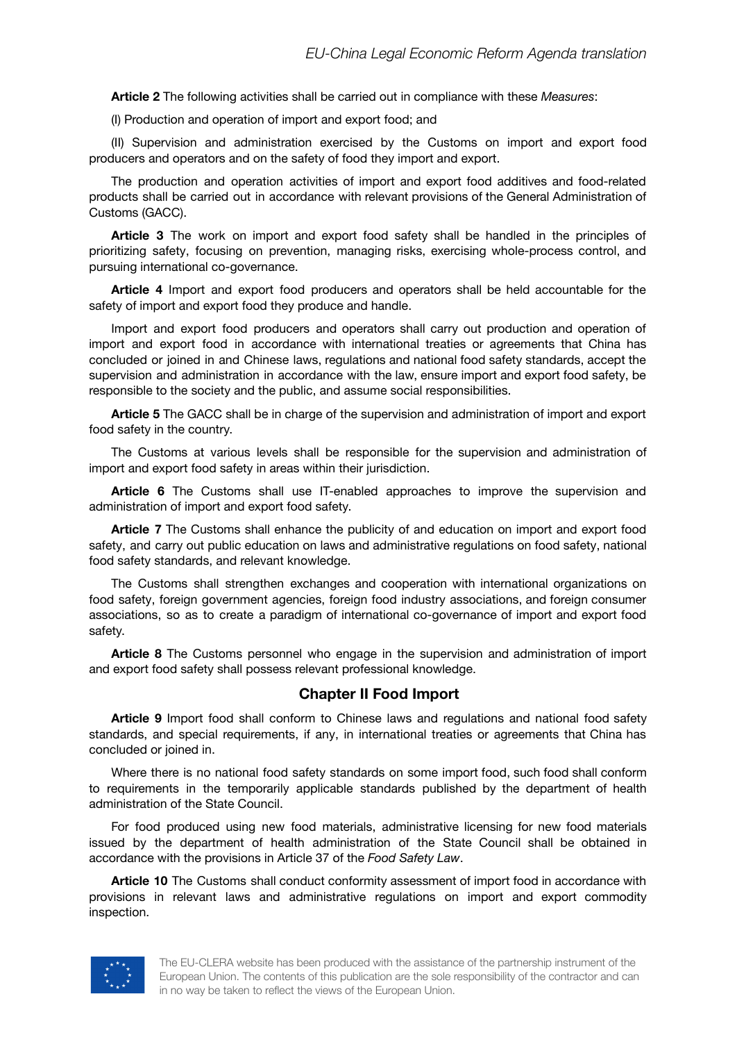**Article 2** The following activities shall be carried out in compliance with these *Measures*:

(I) Production and operation of import and export food; and

(II) Supervision and administration exercised by the Customs on import and export food producers and operators and on the safety of food they import and export.

The production and operation activities of import and export food additives and food-related products shall be carried out in accordance with relevant provisions of the General Administration of Customs (GACC).

**Article 3** The work on import and export food safety shall be handled in the principles of prioritizing safety, focusing on prevention, managing risks, exercising whole-process control, and pursuing international co-governance.

**Article 4** Import and export food producers and operators shall be held accountable for the safety of import and export food they produce and handle.

Import and export food producers and operators shall carry out production and operation of import and export food in accordance with international treaties or agreements that China has concluded or joined in and Chinese laws, regulations and national food safety standards, accept the supervision and administration in accordance with the law, ensure import and export food safety, be responsible to the society and the public, and assume social responsibilities.

**Article 5** The GACC shall be in charge of the supervision and administration of import and export food safety in the country.

The Customs at various levels shall be responsible for the supervision and administration of import and export food safety in areas within their jurisdiction.

**Article 6** The Customs shall use IT-enabled approaches to improve the supervision and administration of import and export food safety.

**Article 7** The Customs shall enhance the publicity of and education on import and export food safety, and carry out public education on laws and administrative regulations on food safety, national food safety standards, and relevant knowledge.

The Customs shall strengthen exchanges and cooperation with international organizations on food safety, foreign government agencies, foreign food industry associations, and foreign consumer associations, so as to create a paradigm of international co-governance of import and export food safety.

**Article 8** The Customs personnel who engage in the supervision and administration of import and export food safety shall possess relevant professional knowledge.

## Chapter II Food Import

**Article 9** Import food shall conform to Chinese laws and regulations and national food safety standards, and special requirements, if any, in international treaties or agreements that China has concluded or joined in.

Where there is no national food safety standards on some import food, such food shall conform to requirements in the temporarily applicable standards published by the department of health administration of the State Council.

For food produced using new food materials, administrative licensing for new food materials issued by the department of health administration of the State Council shall be obtained in accordance with the provisions in Article 37 of the *Food Safety Law*.

**Article 10** The Customs shall conduct conformity assessment of import food in accordance with provisions in relevant laws and administrative regulations on import and export commodity inspection.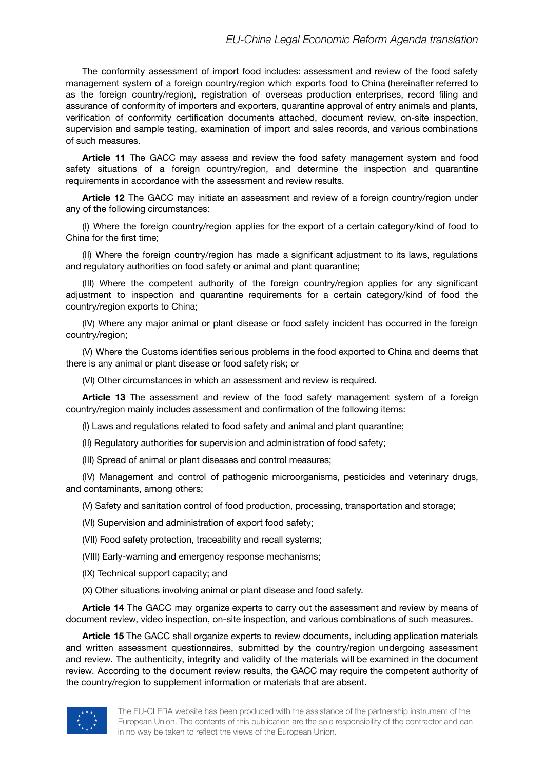The conformity assessment of import food includes: assessment and review of the food safety management system of a foreign country/region which exports food to China (hereinafter referred to as the foreign country/region), registration of overseas production enterprises, record filing and assurance of conformity of importers and exporters, quarantine approval of entry animals and plants, verification of conformity certification documents attached, document review, on-site inspection, supervision and sample testing, examination of import and sales records, and various combinations of such measures.

**Article 11** The GACC may assess and review the food safety management system and food safety situations of a foreign country/region, and determine the inspection and quarantine requirements in accordance with the assessment and review results.

**Article 12** The GACC may initiate an assessment and review of a foreign country/region under any of the following circumstances:

(I) Where the foreign country/region applies for the export of a certain category/kind of food to China for the first time;

(II) Where the foreign country/region has made a significant adjustment to its laws, regulations and regulatory authorities on food safety or animal and plant quarantine;

(III) Where the competent authority of the foreign country/region applies for any significant adjustment to inspection and quarantine requirements for a certain category/kind of food the country/region exports to China;

(IV) Where any major animal or plant disease or food safety incident has occurred in the foreign country/region;

(V) Where the Customs identifies serious problems in the food exported to China and deems that there is any animal or plant disease or food safety risk; or

(VI) Other circumstances in which an assessment and review is required.

**Article 13** The assessment and review of the food safety management system of a foreign country/region mainly includes assessment and confirmation of the following items:

(I) Laws and regulations related to food safety and animal and plant quarantine;

(II) Regulatory authorities for supervision and administration of food safety;

(III) Spread of animal or plant diseases and control measures;

(IV) Management and control of pathogenic microorganisms, pesticides and veterinary drugs, and contaminants, among others;

(V) Safety and sanitation control of food production, processing, transportation and storage;

(VI) Supervision and administration of export food safety;

(VII) Food safety protection, traceability and recall systems;

(VIII) Early-warning and emergency response mechanisms;

(IX) Technical support capacity; and

(X) Other situations involving animal or plant disease and food safety.

**Article 14** The GACC may organize experts to carry out the assessment and review by means of document review, video inspection, on-site inspection, and various combinations of such measures.

**Article 15** The GACC shall organize experts to review documents, including application materials and written assessment questionnaires, submitted by the country/region undergoing assessment and review. The authenticity, integrity and validity of the materials will be examined in the document review. According to the document review results, the GACC may require the competent authority of the country/region to supplement information or materials that are absent.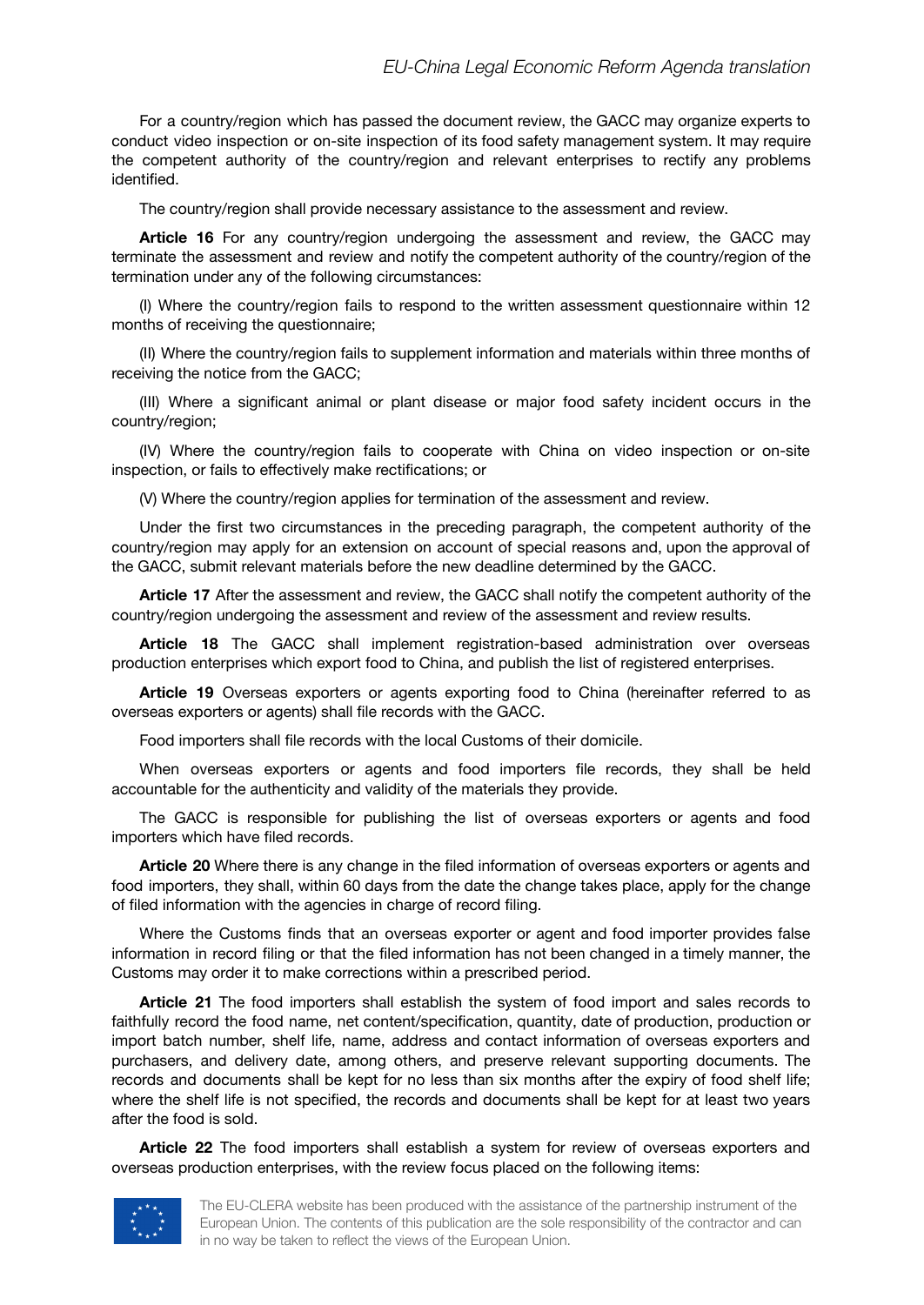For a country/region which has passed the document review, the GACC may organize experts to conduct video inspection or on-site inspection of its food safety management system. It may require the competent authority of the country/region and relevant enterprises to rectify any problems identified.

The country/region shall provide necessary assistance to the assessment and review.

**Article 16** For any country/region undergoing the assessment and review, the GACC may terminate the assessment and review and notify the competent authority of the country/region of the termination under any of the following circumstances:

(I) Where the country/region fails to respond to the written assessment questionnaire within 12 months of receiving the questionnaire;

(II) Where the country/region fails to supplement information and materials within three months of receiving the notice from the GACC;

(III) Where a significant animal or plant disease or major food safety incident occurs in the country/region;

(IV) Where the country/region fails to cooperate with China on video inspection or on-site inspection, or fails to effectively make rectifications; or

(V) Where the country/region applies for termination of the assessment and review.

Under the first two circumstances in the preceding paragraph, the competent authority of the country/region may apply for an extension on account of special reasons and, upon the approval of the GACC, submit relevant materials before the new deadline determined by the GACC.

**Article 17** After the assessment and review, the GACC shall notify the competent authority of the country/region undergoing the assessment and review of the assessment and review results.

**Article 18** The GACC shall implement registration-based administration over overseas production enterprises which export food to China, and publish the list of registered enterprises.

**Article 19** Overseas exporters or agents exporting food to China (hereinafter referred to as overseas exporters or agents) shall file records with the GACC.

Food importers shall file records with the local Customs of their domicile.

When overseas exporters or agents and food importers file records, they shall be held accountable for the authenticity and validity of the materials they provide.

The GACC is responsible for publishing the list of overseas exporters or agents and food importers which have filed records.

**Article 20** Where there is any change in the filed information of overseas exporters or agents and food importers, they shall, within 60 days from the date the change takes place, apply for the change of filed information with the agencies in charge of record filing.

Where the Customs finds that an overseas exporter or agent and food importer provides false information in record filing or that the filed information has not been changed in a timely manner, the Customs may order it to make corrections within a prescribed period.

**Article 21** The food importers shall establish the system of food import and sales records to faithfully record the food name, net content/specification, quantity, date of production, production or import batch number, shelf life, name, address and contact information of overseas exporters and purchasers, and delivery date, among others, and preserve relevant supporting documents. The records and documents shall be kept for no less than six months after the expiry of food shelf life; where the shelf life is not specified, the records and documents shall be kept for at least two years after the food is sold.

**Article 22** The food importers shall establish a system for review of overseas exporters and overseas production enterprises, with the review focus placed on the following items: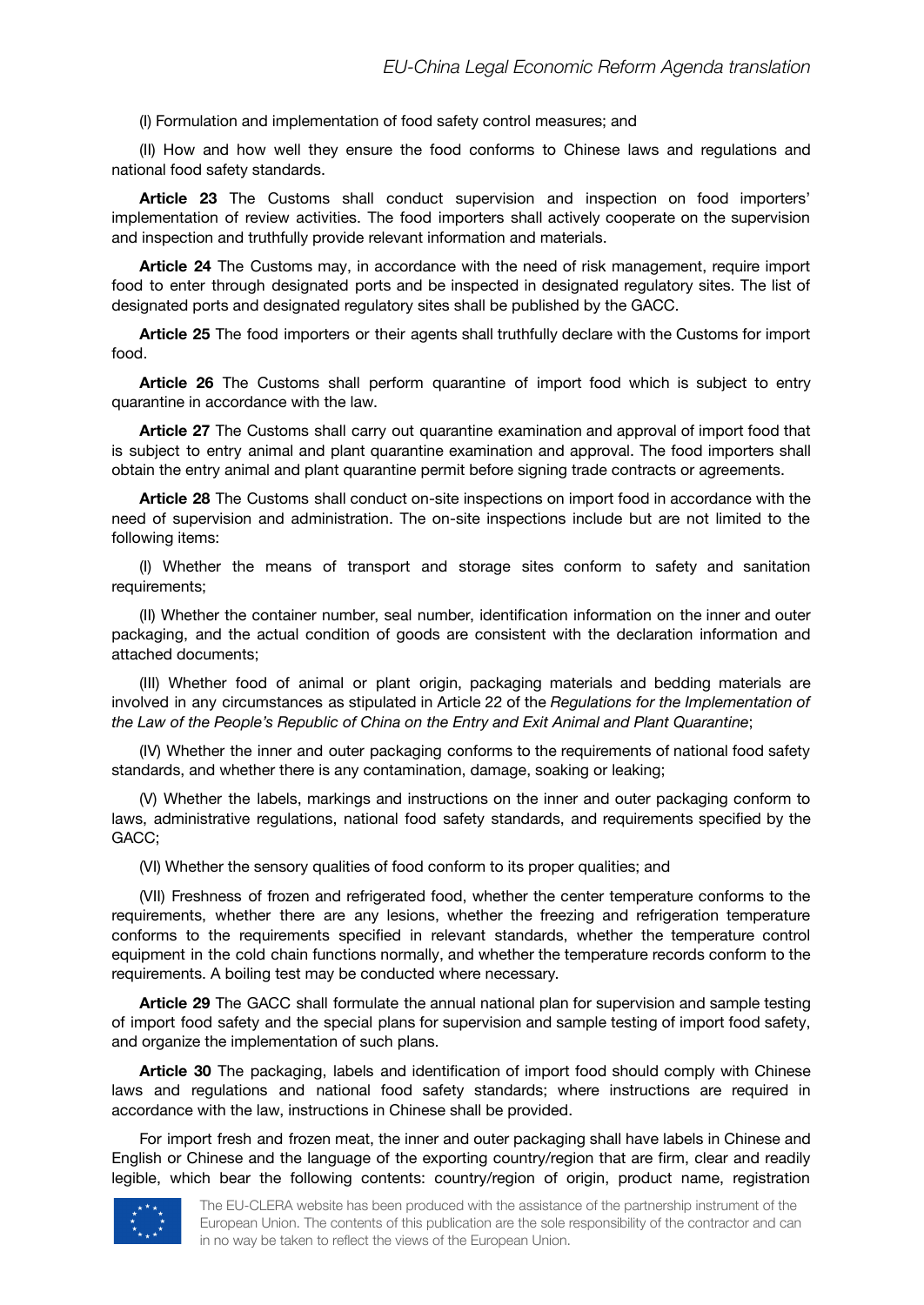(I) Formulation and implementation of food safety control measures; and

(II) How and how well they ensure the food conforms to Chinese laws and regulations and national food safety standards.

**Article 23** The Customs shall conduct supervision and inspection on food importers' implementation of review activities. The food importers shall actively cooperate on the supervision and inspection and truthfully provide relevant information and materials.

**Article 24** The Customs may, in accordance with the need of risk management, require import food to enter through designated ports and be inspected in designated regulatory sites. The list of designated ports and designated regulatory sites shall be published by the GACC.

**Article 25** The food importers or their agents shall truthfully declare with the Customs for import food.

**Article 26** The Customs shall perform quarantine of import food which is subject to entry quarantine in accordance with the law.

**Article 27** The Customs shall carry out quarantine examination and approval of import food that is subject to entry animal and plant quarantine examination and approval. The food importers shall obtain the entry animal and plant quarantine permit before signing trade contracts or agreements.

**Article 28** The Customs shall conduct on-site inspections on import food in accordance with the need of supervision and administration. The on-site inspections include but are not limited to the following items:

(I) Whether the means of transport and storage sites conform to safety and sanitation requirements;

(II) Whether the container number, seal number, identification information on the inner and outer packaging, and the actual condition of goods are consistent with the declaration information and attached documents;

(III) Whether food of animal or plant origin, packaging materials and bedding materials are involved in any circumstances as stipulated in Article 22 of the *Regulations for the Implementation of the Law of the People's Republic of China on the Entry and Exit Animal and Plant Quarantine*;

(IV) Whether the inner and outer packaging conforms to the requirements of national food safety standards, and whether there is any contamination, damage, soaking or leaking;

(V) Whether the labels, markings and instructions on the inner and outer packaging conform to laws, administrative regulations, national food safety standards, and requirements specified by the GACC;

(VI) Whether the sensory qualities of food conform to its proper qualities; and

(VII) Freshness of frozen and refrigerated food, whether the center temperature conforms to the requirements, whether there are any lesions, whether the freezing and refrigeration temperature conforms to the requirements specified in relevant standards, whether the temperature control equipment in the cold chain functions normally, and whether the temperature records conform to the requirements. A boiling test may be conducted where necessary.

**Article 29** The GACC shall formulate the annual national plan for supervision and sample testing of import food safety and the special plans for supervision and sample testing of import food safety, and organize the implementation of such plans.

**Article 30** The packaging, labels and identification of import food should comply with Chinese laws and regulations and national food safety standards; where instructions are required in accordance with the law, instructions in Chinese shall be provided.

For import fresh and frozen meat, the inner and outer packaging shall have labels in Chinese and English or Chinese and the language of the exporting country/region that are firm, clear and readily legible, which bear the following contents: country/region of origin, product name, registration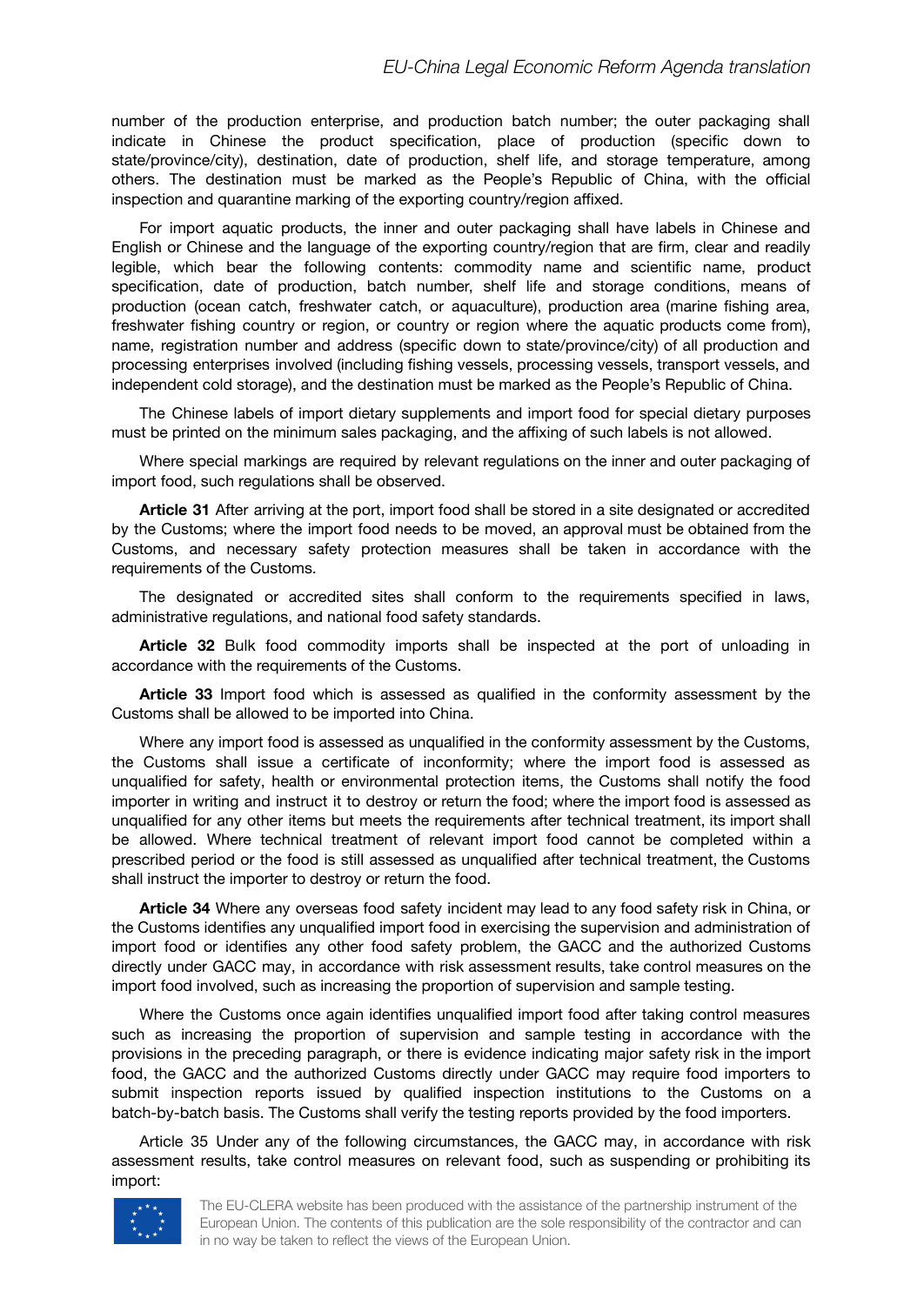number of the production enterprise, and production batch number; the outer packaging shall indicate in Chinese the product specification, place of production (specific down to state/province/city), destination, date of production, shelf life, and storage temperature, among others. The destination must be marked as the People's Republic of China, with the official inspection and quarantine marking of the exporting country/region affixed.

For import aquatic products, the inner and outer packaging shall have labels in Chinese and English or Chinese and the language of the exporting country/region that are firm, clear and readily legible, which bear the following contents: commodity name and scientific name, product specification, date of production, batch number, shelf life and storage conditions, means of production (ocean catch, freshwater catch, or aquaculture), production area (marine fishing area, freshwater fishing country or region, or country or region where the aquatic products come from), name, registration number and address (specific down to state/province/city) of all production and processing enterprises involved (including fishing vessels, processing vessels, transport vessels, and independent cold storage), and the destination must be marked as the People's Republic of China.

The Chinese labels of import dietary supplements and import food for special dietary purposes must be printed on the minimum sales packaging, and the affixing of such labels is not allowed.

Where special markings are required by relevant regulations on the inner and outer packaging of import food, such regulations shall be observed.

**Article 31** After arriving at the port, import food shall be stored in a site designated or accredited by the Customs; where the import food needs to be moved, an approval must be obtained from the Customs, and necessary safety protection measures shall be taken in accordance with the requirements of the Customs.

The designated or accredited sites shall conform to the requirements specified in laws, administrative regulations, and national food safety standards.

**Article 32** Bulk food commodity imports shall be inspected at the port of unloading in accordance with the requirements of the Customs.

**Article 33** Import food which is assessed as qualified in the conformity assessment by the Customs shall be allowed to be imported into China.

Where any import food is assessed as unqualified in the conformity assessment by the Customs, the Customs shall issue a certificate of inconformity; where the import food is assessed as unqualified for safety, health or environmental protection items, the Customs shall notify the food importer in writing and instruct it to destroy or return the food; where the import food is assessed as unqualified for any other items but meets the requirements after technical treatment, its import shall be allowed. Where technical treatment of relevant import food cannot be completed within a prescribed period or the food is still assessed as unqualified after technical treatment, the Customs shall instruct the importer to destroy or return the food.

**Article 34** Where any overseas food safety incident may lead to any food safety risk in China, or the Customs identifies any unqualified import food in exercising the supervision and administration of import food or identifies any other food safety problem, the GACC and the authorized Customs directly under GACC may, in accordance with risk assessment results, take control measures on the import food involved, such as increasing the proportion of supervision and sample testing.

Where the Customs once again identifies unqualified import food after taking control measures such as increasing the proportion of supervision and sample testing in accordance with the provisions in the preceding paragraph, or there is evidence indicating major safety risk in the import food, the GACC and the authorized Customs directly under GACC may require food importers to submit inspection reports issued by qualified inspection institutions to the Customs on a batch-by-batch basis. The Customs shall verify the testing reports provided by the food importers.

Article 35 Under any of the following circumstances, the GACC may, in accordance with risk assessment results, take control measures on relevant food, such as suspending or prohibiting its import: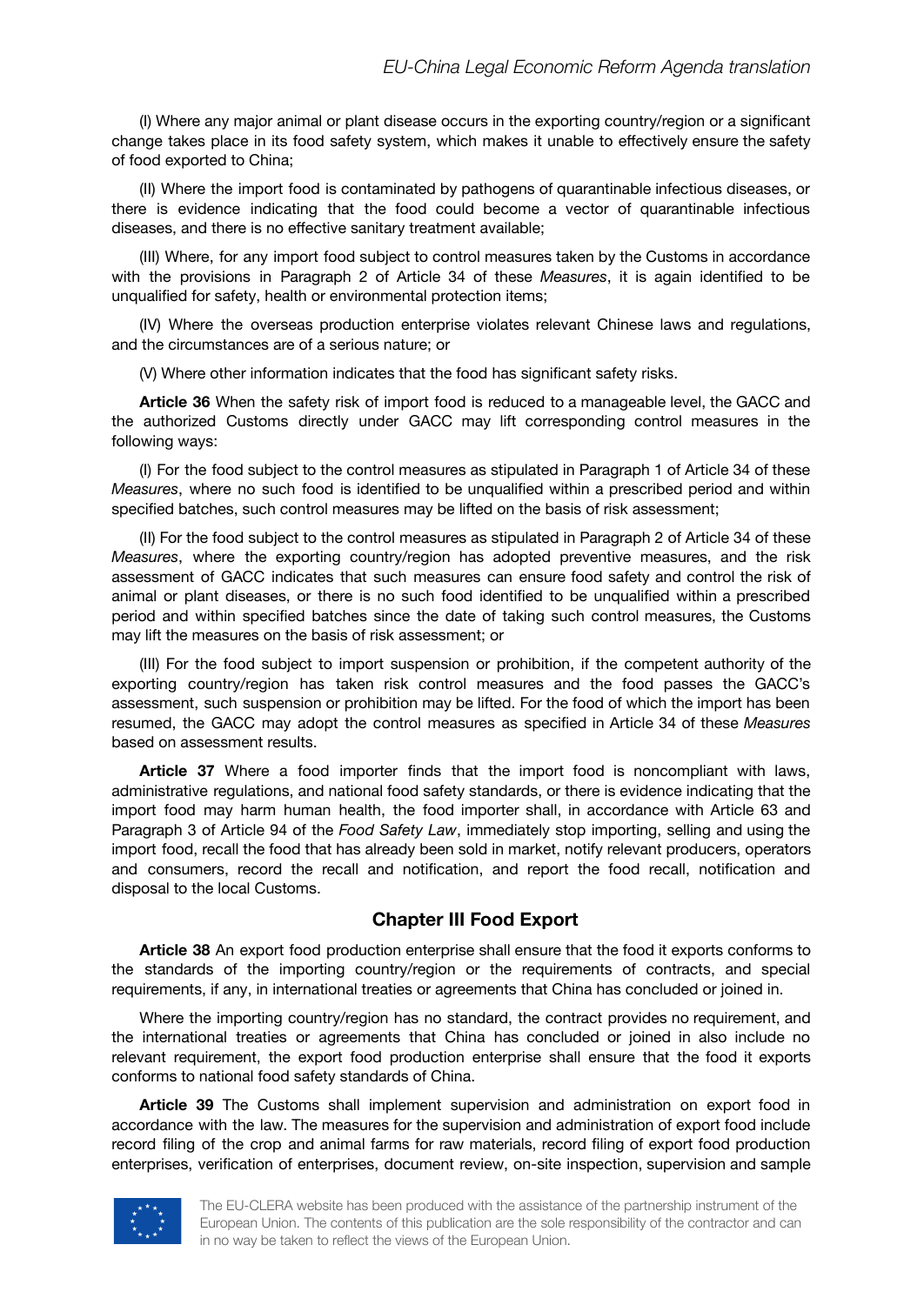(I) Where any major animal or plant disease occurs in the exporting country/region or a significant change takes place in its food safety system, which makes it unable to effectively ensure the safety of food exported to China;

(II) Where the import food is contaminated by pathogens of quarantinable infectious diseases, or there is evidence indicating that the food could become a vector of quarantinable infectious diseases, and there is no effective sanitary treatment available;

(III) Where, for any import food subject to control measures taken by the Customs in accordance with the provisions in Paragraph 2 of Article 34 of these *Measures*, it is again identified to be unqualified for safety, health or environmental protection items;

(IV) Where the overseas production enterprise violates relevant Chinese laws and regulations, and the circumstances are of a serious nature; or

(V) Where other information indicates that the food has significant safety risks.

**Article 36** When the safety risk of import food is reduced to a manageable level, the GACC and the authorized Customs directly under GACC may lift corresponding control measures in the following ways:

(I) For the food subject to the control measures as stipulated in Paragraph 1 of Article 34 of these *Measures*, where no such food is identified to be unqualified within a prescribed period and within specified batches, such control measures may be lifted on the basis of risk assessment;

(II) For the food subject to the control measures as stipulated in Paragraph 2 of Article 34 of these *Measures*, where the exporting country/region has adopted preventive measures, and the risk assessment of GACC indicates that such measures can ensure food safety and control the risk of animal or plant diseases, or there is no such food identified to be unqualified within a prescribed period and within specified batches since the date of taking such control measures, the Customs may lift the measures on the basis of risk assessment; or

(III) For the food subject to import suspension or prohibition, if the competent authority of the exporting country/region has taken risk control measures and the food passes the GACC's assessment, such suspension or prohibition may be lifted. For the food of which the import has been resumed, the GACC may adopt the control measures as specified in Article 34 of these *Measures* based on assessment results.

**Article 37** Where a food importer finds that the import food is noncompliant with laws, administrative regulations, and national food safety standards, or there is evidence indicating that the import food may harm human health, the food importer shall, in accordance with Article 63 and Paragraph 3 of Article 94 of the *Food Safety Law*, immediately stop importing, selling and using the import food, recall the food that has already been sold in market, notify relevant producers, operators and consumers, record the recall and notification, and report the food recall, notification and disposal to the local Customs.

## Chapter III Food Export

**Article 38** An export food production enterprise shall ensure that the food it exports conforms to the standards of the importing country/region or the requirements of contracts, and special requirements, if any, in international treaties or agreements that China has concluded or joined in.

Where the importing country/region has no standard, the contract provides no requirement, and the international treaties or agreements that China has concluded or joined in also include no relevant requirement, the export food production enterprise shall ensure that the food it exports conforms to national food safety standards of China.

**Article 39** The Customs shall implement supervision and administration on export food in accordance with the law. The measures for the supervision and administration of export food include record filing of the crop and animal farms for raw materials, record filing of export food production enterprises, verification of enterprises, document review, on-site inspection, supervision and sample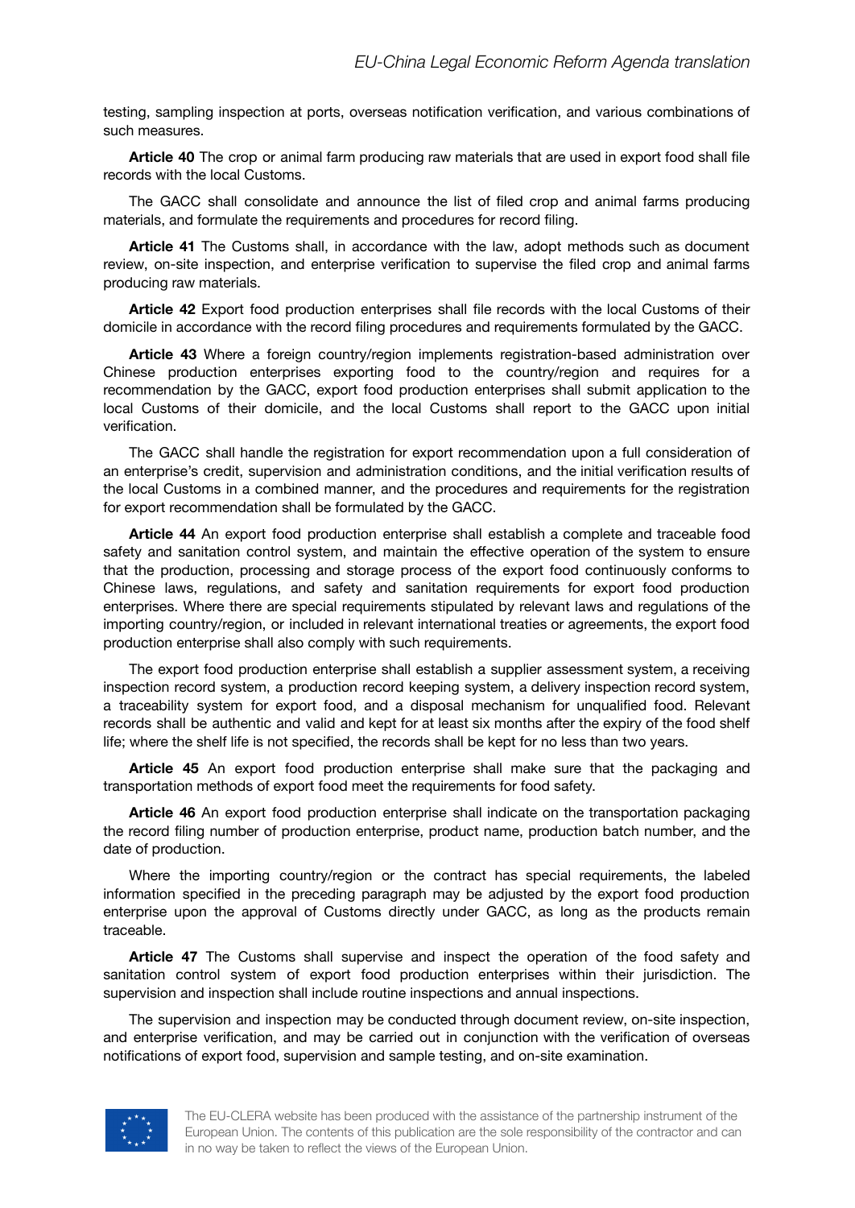testing, sampling inspection at ports, overseas notification verification, and various combinations of such measures.

**Article 40** The crop or animal farm producing raw materials that are used in export food shall file records with the local Customs.

The GACC shall consolidate and announce the list of filed crop and animal farms producing materials, and formulate the requirements and procedures for record filing.

**Article 41** The Customs shall, in accordance with the law, adopt methods such as document review, on-site inspection, and enterprise verification to supervise the filed crop and animal farms producing raw materials.

**Article 42** Export food production enterprises shall file records with the local Customs of their domicile in accordance with the record filing procedures and requirements formulated by the GACC.

**Article 43** Where a foreign country/region implements registration-based administration over Chinese production enterprises exporting food to the country/region and requires for a recommendation by the GACC, export food production enterprises shall submit application to the local Customs of their domicile, and the local Customs shall report to the GACC upon initial verification.

The GACC shall handle the registration for export recommendation upon a full consideration of an enterprise's credit, supervision and administration conditions, and the initial verification results of the local Customs in a combined manner, and the procedures and requirements for the registration for export recommendation shall be formulated by the GACC.

**Article 44** An export food production enterprise shall establish a complete and traceable food safety and sanitation control system, and maintain the effective operation of the system to ensure that the production, processing and storage process of the export food continuously conforms to Chinese laws, regulations, and safety and sanitation requirements for export food production enterprises. Where there are special requirements stipulated by relevant laws and regulations of the importing country/region, or included in relevant international treaties or agreements, the export food production enterprise shall also comply with such requirements.

The export food production enterprise shall establish a supplier assessment system, a receiving inspection record system, a production record keeping system, a delivery inspection record system, a traceability system for export food, and a disposal mechanism for unqualified food. Relevant records shall be authentic and valid and kept for at least six months after the expiry of the food shelf life; where the shelf life is not specified, the records shall be kept for no less than two years.

**Article 45** An export food production enterprise shall make sure that the packaging and transportation methods of export food meet the requirements for food safety.

**Article 46** An export food production enterprise shall indicate on the transportation packaging the record filing number of production enterprise, product name, production batch number, and the date of production.

Where the importing country/region or the contract has special requirements, the labeled information specified in the preceding paragraph may be adjusted by the export food production enterprise upon the approval of Customs directly under GACC, as long as the products remain traceable.

**Article 47** The Customs shall supervise and inspect the operation of the food safety and sanitation control system of export food production enterprises within their jurisdiction. The supervision and inspection shall include routine inspections and annual inspections.

The supervision and inspection may be conducted through document review, on-site inspection, and enterprise verification, and may be carried out in conjunction with the verification of overseas notifications of export food, supervision and sample testing, and on-site examination.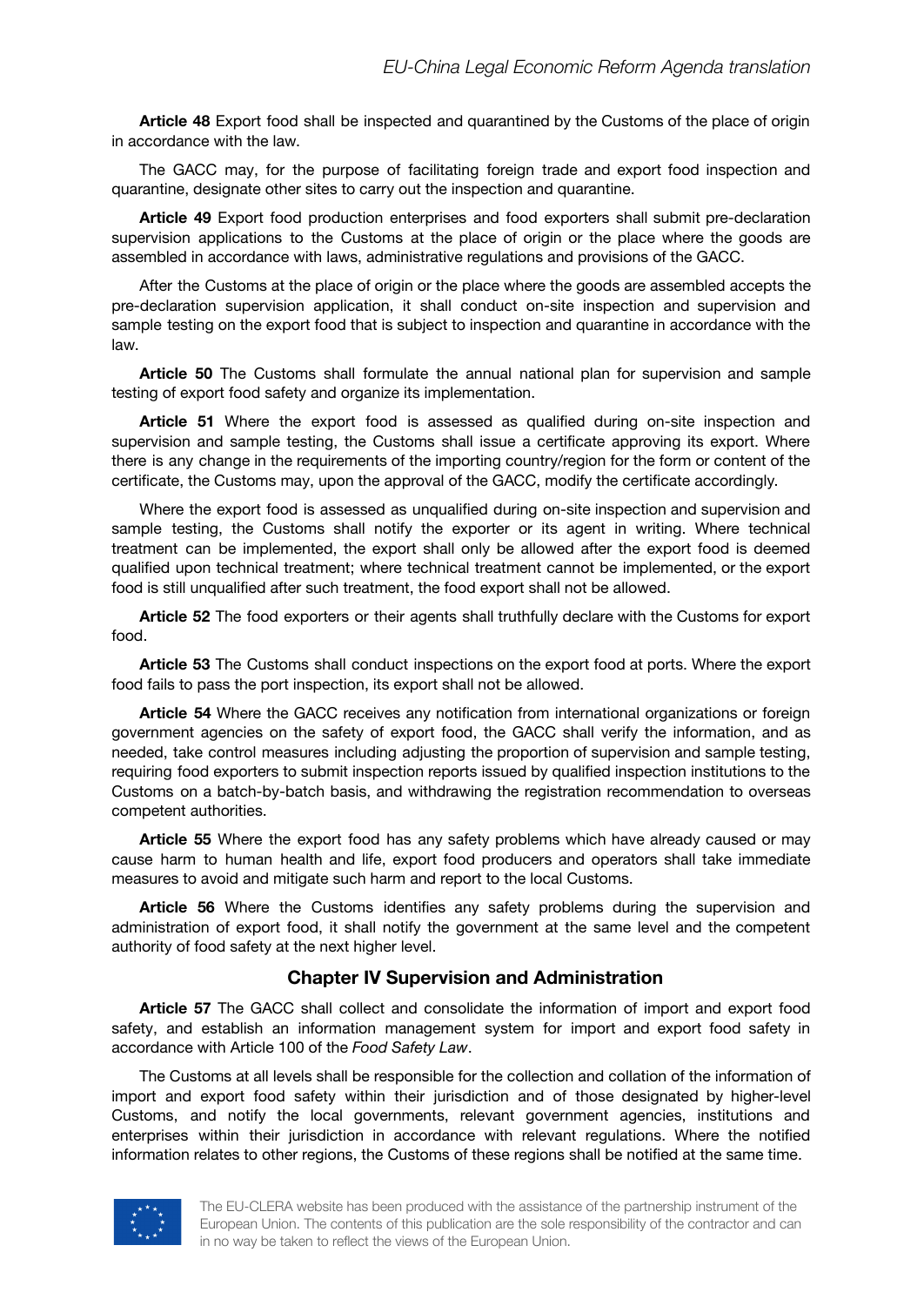**Article 48** Export food shall be inspected and quarantined by the Customs of the place of origin in accordance with the law.

The GACC may, for the purpose of facilitating foreign trade and export food inspection and quarantine, designate other sites to carry out the inspection and quarantine.

**Article 49** Export food production enterprises and food exporters shall submit pre-declaration supervision applications to the Customs at the place of origin or the place where the goods are assembled in accordance with laws, administrative regulations and provisions of the GACC.

After the Customs at the place of origin or the place where the goods are assembled accepts the pre-declaration supervision application, it shall conduct on-site inspection and supervision and sample testing on the export food that is subject to inspection and quarantine in accordance with the law.

**Article 50** The Customs shall formulate the annual national plan for supervision and sample testing of export food safety and organize its implementation.

**Article 51** Where the export food is assessed as qualified during on-site inspection and supervision and sample testing, the Customs shall issue a certificate approving its export. Where there is any change in the requirements of the importing country/region for the form or content of the certificate, the Customs may, upon the approval of the GACC, modify the certificate accordingly.

Where the export food is assessed as unqualified during on-site inspection and supervision and sample testing, the Customs shall notify the exporter or its agent in writing. Where technical treatment can be implemented, the export shall only be allowed after the export food is deemed qualified upon technical treatment; where technical treatment cannot be implemented, or the export food is still unqualified after such treatment, the food export shall not be allowed.

**Article 52** The food exporters or their agents shall truthfully declare with the Customs for export food.

**Article 53** The Customs shall conduct inspections on the export food at ports. Where the export food fails to pass the port inspection, its export shall not be allowed.

**Article 54** Where the GACC receives any notification from international organizations or foreign government agencies on the safety of export food, the GACC shall verify the information, and as needed, take control measures including adjusting the proportion of supervision and sample testing, requiring food exporters to submit inspection reports issued by qualified inspection institutions to the Customs on a batch-by-batch basis, and withdrawing the registration recommendation to overseas competent authorities.

**Article 55** Where the export food has any safety problems which have already caused or may cause harm to human health and life, export food producers and operators shall take immediate measures to avoid and mitigate such harm and report to the local Customs.

**Article 56** Where the Customs identifies any safety problems during the supervision and administration of export food, it shall notify the government at the same level and the competent authority of food safety at the next higher level.

## Chapter IV Supervision and Administration

**Article 57** The GACC shall collect and consolidate the information of import and export food safety, and establish an information management system for import and export food safety in accordance with Article 100 of the *Food Safety Law*.

The Customs at all levels shall be responsible for the collection and collation of the information of import and export food safety within their jurisdiction and of those designated by higher-level Customs, and notify the local governments, relevant government agencies, institutions and enterprises within their jurisdiction in accordance with relevant regulations. Where the notified information relates to other regions, the Customs of these regions shall be notified at the same time.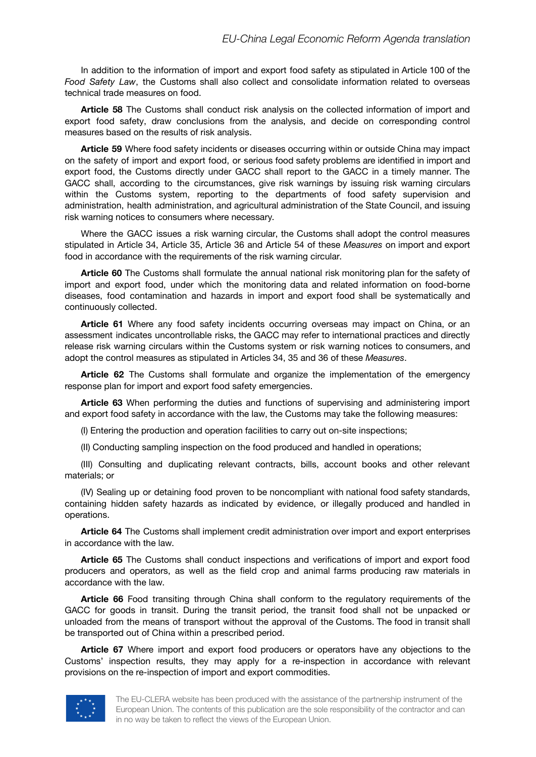In addition to the information of import and export food safety as stipulated in Article 100 of the *Food Safety Law*, the Customs shall also collect and consolidate information related to overseas technical trade measures on food.

**Article 58** The Customs shall conduct risk analysis on the collected information of import and export food safety, draw conclusions from the analysis, and decide on corresponding control measures based on the results of risk analysis.

**Article 59** Where food safety incidents or diseases occurring within or outside China may impact on the safety of import and export food, or serious food safety problems are identified in import and export food, the Customs directly under GACC shall report to the GACC in a timely manner. The GACC shall, according to the circumstances, give risk warnings by issuing risk warning circulars within the Customs system, reporting to the departments of food safety supervision and administration, health administration, and agricultural administration of the State Council, and issuing risk warning notices to consumers where necessary.

Where the GACC issues a risk warning circular, the Customs shall adopt the control measures stipulated in Article 34, Article 35, Article 36 and Article 54 of these *Measures* on import and export food in accordance with the requirements of the risk warning circular.

**Article 60** The Customs shall formulate the annual national risk monitoring plan for the safety of import and export food, under which the monitoring data and related information on food-borne diseases, food contamination and hazards in import and export food shall be systematically and continuously collected.

**Article 61** Where any food safety incidents occurring overseas may impact on China, or an assessment indicates uncontrollable risks, the GACC may refer to international practices and directly release risk warning circulars within the Customs system or risk warning notices to consumers, and adopt the control measures as stipulated in Articles 34, 35 and 36 of these *Measures*.

**Article 62** The Customs shall formulate and organize the implementation of the emergency response plan for import and export food safety emergencies.

**Article 63** When performing the duties and functions of supervising and administering import and export food safety in accordance with the law, the Customs may take the following measures:

(I) Entering the production and operation facilities to carry out on-site inspections;

(II) Conducting sampling inspection on the food produced and handled in operations;

(III) Consulting and duplicating relevant contracts, bills, account books and other relevant materials; or

(IV) Sealing up or detaining food proven to be noncompliant with national food safety standards, containing hidden safety hazards as indicated by evidence, or illegally produced and handled in operations.

**Article 64** The Customs shall implement credit administration over import and export enterprises in accordance with the law.

**Article 65** The Customs shall conduct inspections and verifications of import and export food producers and operators, as well as the field crop and animal farms producing raw materials in accordance with the law.

**Article 66** Food transiting through China shall conform to the regulatory requirements of the GACC for goods in transit. During the transit period, the transit food shall not be unpacked or unloaded from the means of transport without the approval of the Customs. The food in transit shall be transported out of China within a prescribed period.

**Article 67** Where import and export food producers or operators have any objections to the Customs' inspection results, they may apply for a re-inspection in accordance with relevant provisions on the re-inspection of import and export commodities.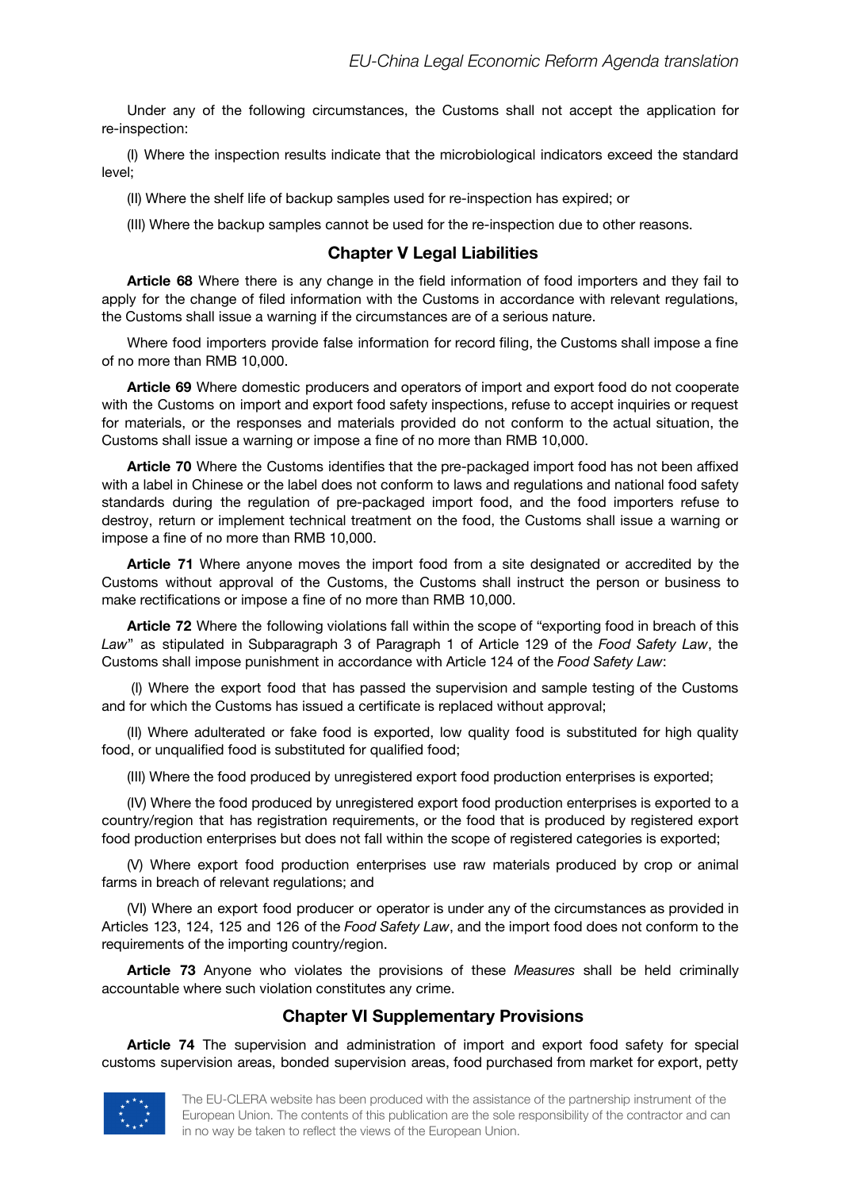Under any of the following circumstances, the Customs shall not accept the application for re-inspection:

(I) Where the inspection results indicate that the microbiological indicators exceed the standard level;

(II) Where the shelf life of backup samples used for re-inspection has expired; or

(III) Where the backup samples cannot be used for the re-inspection due to other reasons.

## Chapter V Legal Liabilities

**Article 68** Where there is any change in the field information of food importers and they fail to apply for the change of filed information with the Customs in accordance with relevant regulations, the Customs shall issue a warning if the circumstances are of a serious nature.

Where food importers provide false information for record filing, the Customs shall impose a fine of no more than RMB 10,000.

**Article 69** Where domestic producers and operators of import and export food do not cooperate with the Customs on import and export food safety inspections, refuse to accept inquiries or request for materials, or the responses and materials provided do not conform to the actual situation, the Customs shall issue a warning or impose a fine of no more than RMB 10,000.

**Article 70** Where the Customs identifies that the pre-packaged import food has not been affixed with a label in Chinese or the label does not conform to laws and regulations and national food safety standards during the regulation of pre-packaged import food, and the food importers refuse to destroy, return or implement technical treatment on the food, the Customs shall issue a warning or impose a fine of no more than RMB 10,000.

**Article 71** Where anyone moves the import food from a site designated or accredited by the Customs without approval of the Customs, the Customs shall instruct the person or business to make rectifications or impose a fine of no more than RMB 10,000.

**Article 72** Where the following violations fall within the scope of "exporting food in breach of this *Law*" as stipulated in Subparagraph 3 of Paragraph 1 of Article 129 of the *Food Safety Law*, the Customs shall impose punishment in accordance with Article 124 of the *Food Safety Law*:

(I) Where the export food that has passed the supervision and sample testing of the Customs and for which the Customs has issued a certificate is replaced without approval;

(II) Where adulterated or fake food is exported, low quality food is substituted for high quality food, or unqualified food is substituted for qualified food;

(III) Where the food produced by unregistered export food production enterprises is exported;

(IV) Where the food produced by unregistered export food production enterprises is exported to a country/region that has registration requirements, or the food that is produced by registered export food production enterprises but does not fall within the scope of registered categories is exported;

(V) Where export food production enterprises use raw materials produced by crop or animal farms in breach of relevant regulations; and

(VI) Where an export food producer or operator is under any of the circumstances as provided in Articles 123, 124, 125 and 126 of the *Food Safety Law*, and the import food does not conform to the requirements of the importing country/region.

**Article 73** Anyone who violates the provisions of these *Measures* shall be held criminally accountable where such violation constitutes any crime.

## Chapter VI Supplementary Provisions

**Article 74** The supervision and administration of import and export food safety for special customs supervision areas, bonded supervision areas, food purchased from market for export, petty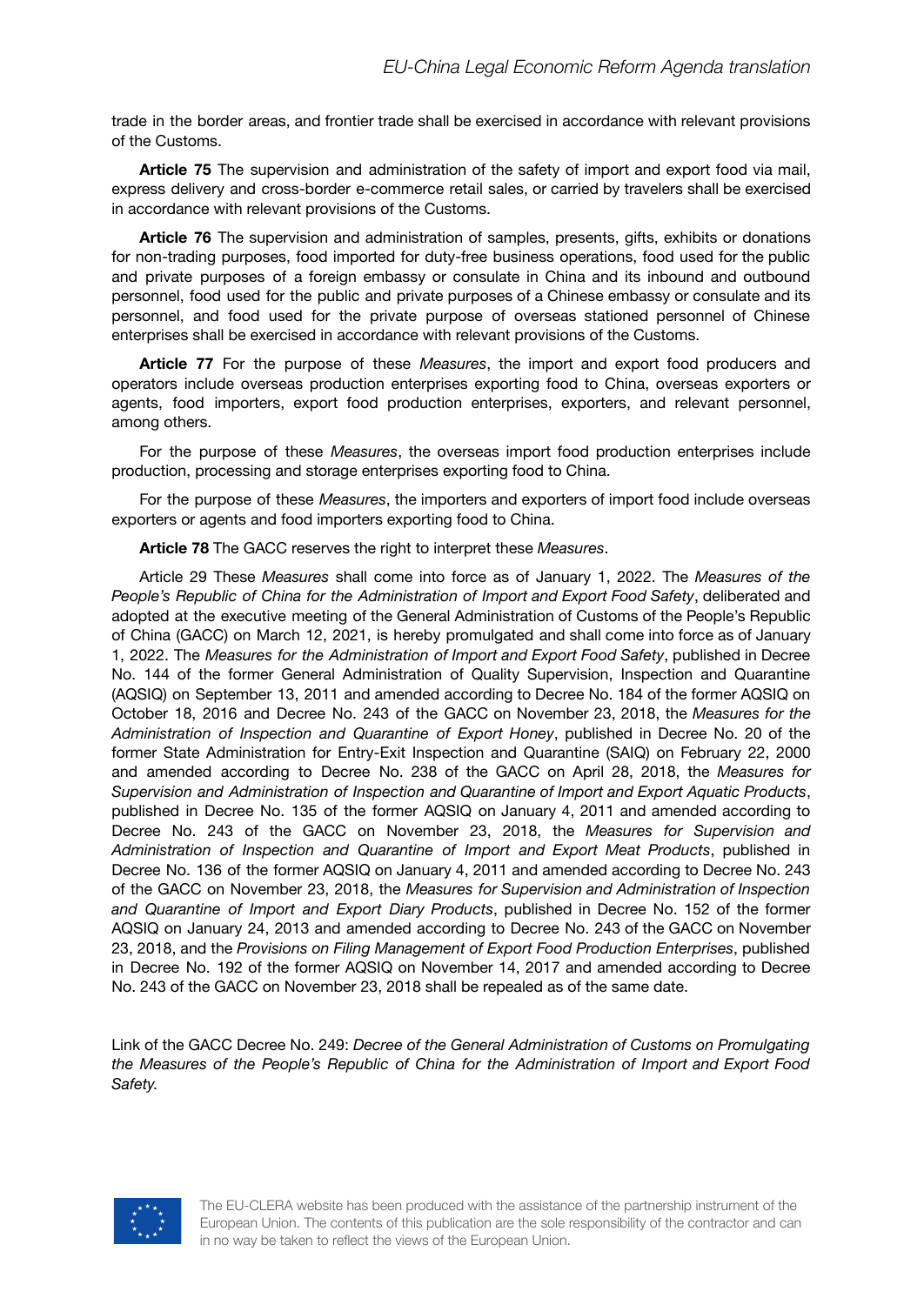trade in the border areas, and frontier trade shall be exercised in accordance with relevant provisions of the Customs.

**Article 75** The supervision and administration of the safety of import and export food via mail, express delivery and cross-border e-commerce retail sales, or carried by travelers shall be exercised in accordance with relevant provisions of the Customs.

**Article 76** The supervision and administration of samples, presents, gifts, exhibits or donations for non-trading purposes, food imported for duty-free business operations, food used for the public and private purposes of a foreign embassy or consulate in China and its inbound and outbound personnel, food used for the public and private purposes of a Chinese embassy or consulate and its personnel, and food used for the private purpose of overseas stationed personnel of Chinese enterprises shall be exercised in accordance with relevant provisions of the Customs.

**Article 77** For the purpose of these *Measures*, the import and export food producers and operators include overseas production enterprises exporting food to China, overseas exporters or agents, food importers, export food production enterprises, exporters, and relevant personnel, among others.

For the purpose of these *Measures*, the overseas import food production enterprises include production, processing and storage enterprises exporting food to China.

For the purpose of these *Measures*, the importers and exporters of import food include overseas exporters or agents and food importers exporting food to China.

**Article 78** The GACC reserves the right to interpret these *Measures*.

Article 29 These *Measures* shall come into force as of January 1, 2022. The *Measures of the People's Republic of China for the Administration of Import and Export Food Safety*, deliberated and adopted at the executive meeting of the General Administration of Customs of the People's Republic of China (GACC) on March 12, 2021, is hereby promulgated and shall come into force as of January 1, 2022. The *Measures for the Administration of Import and Export Food Safety*, published in Decree No. 144 of the former General Administration of Quality Supervision, Inspection and Quarantine (AQSIQ) on September 13, 2011 and amended according to Decree No. 184 of the former AQSIQ on October 18, 2016 and Decree No. 243 of the GACC on November 23, 2018, the *Measures for the Administration of Inspection and Quarantine of Export Honey*, published in Decree No. 20 of the former State Administration for Entry-Exit Inspection and Quarantine (SAIQ) on February 22, 2000 and amended according to Decree No. 238 of the GACC on April 28, 2018, the *Measures for Supervision and Administration of Inspection and Quarantine of Import and Export Aquatic Products*, published in Decree No. 135 of the former AQSIQ on January 4, 2011 and amended according to Decree No. 243 of the GACC on November 23, 2018, the *Measures for Supervision and Administration of Inspection and Quarantine of Import and Export Meat Products*, published in Decree No. 136 of the former AQSIQ on January 4, 2011 and amended according to Decree No. 243 of the GACC on November 23, 2018, the *Measures for Supervision and Administration of Inspection and Quarantine of Import and Export Diary Products*, published in Decree No. 152 of the former AQSIQ on January 24, 2013 and amended according to Decree No. 243 of the GACC on November 23, 2018, and the *Provisions on Filing Management of Export Food Production Enterprises*, published in Decree No. 192 of the former AQSIQ on November 14, 2017 and amended according to Decree No. 243 of the GACC on November 23, 2018 shall be repealed as of the same date.

Link of the GACC Decree No. 249: *Decree of the General Administration of Customs on Promulgating the Measures of the People's Republic of China for the Administration of Import and Export Food Safety.*

The EU-CLERA website has been produced with the assistance of the partnership instrument of the European Union. The contents of this publication are the sole responsibility of the contractor and can in no way be taken to reflect the views of the European Union.